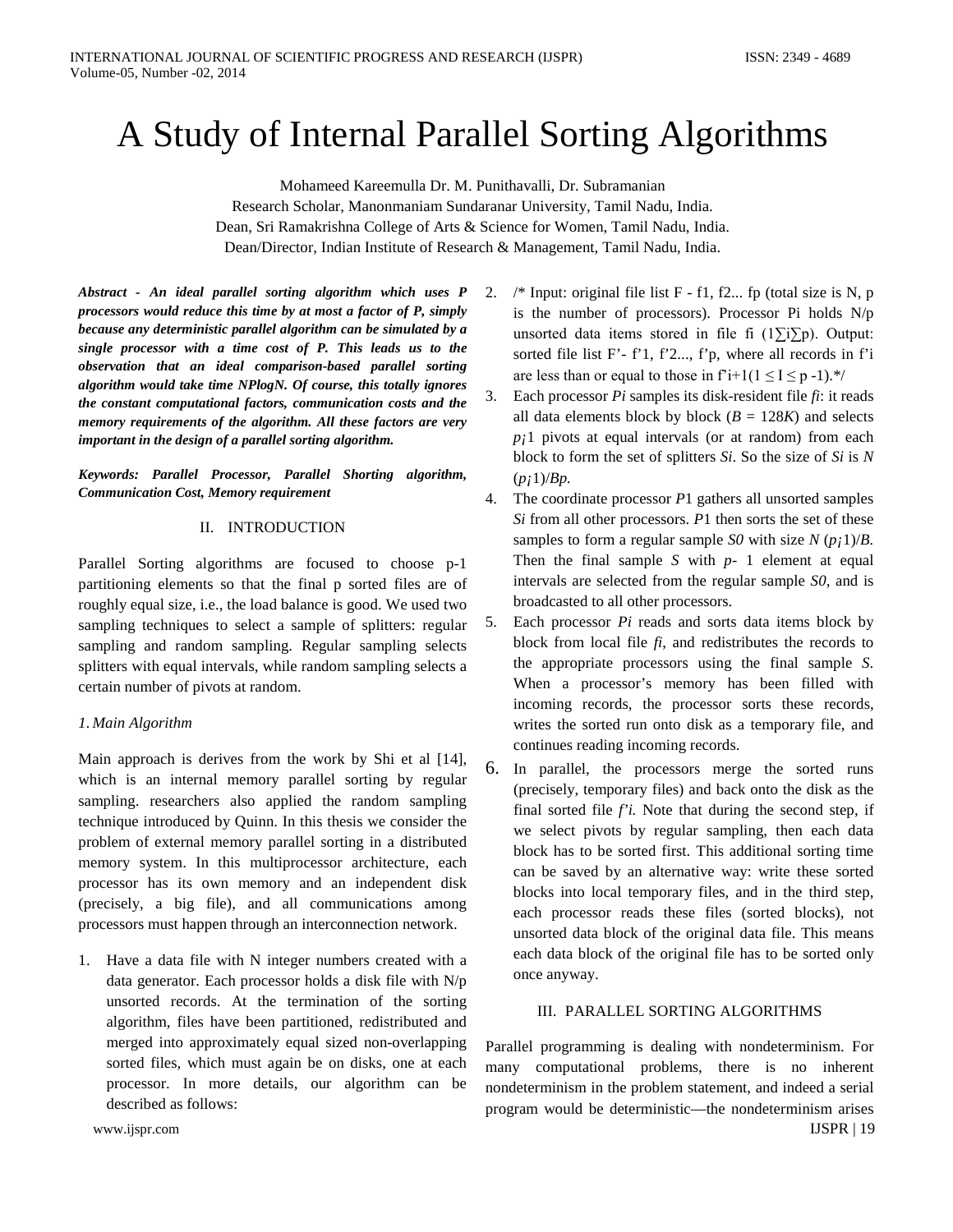# A Study of Internal Parallel Sorting Algorithms

Mohameed Kareemulla Dr. M. Punithavalli, Dr. Subramanian

Research Scholar, Manonmaniam Sundaranar University, Tamil Nadu, India.

Dean, Sri Ramakrishna College of Arts & Science for Women, Tamil Nadu, India.

Dean/Director, Indian Institute of Research & Management, Tamil Nadu, India.

***Abstract - An ideal parallel sorting algorithm which uses P processors would reduce this time by at most a factor of P, simply because any deterministic parallel algorithm can be simulated by a single processor with a time cost of P. This leads us to the observation that an ideal comparison-based parallel sorting algorithm would take time NPlogN. Of course, this totally ignores the constant computational factors, communication costs and the memory requirements of the algorithm. All these factors are very important in the design of a parallel sorting algorithm.***

***Keywords: Parallel Processor, Parallel Shorting algorithm, Communication Cost, Memory requirement***

## II. INTRODUCTION

Parallel Sorting algorithms are focused to choose p-1 partitioning elements so that the final p sorted files are of roughly equal size, i.e., the load balance is good. We used two sampling techniques to select a sample of splitters: regular sampling and random sampling. Regular sampling selects splitters with equal intervals, while random sampling selects a certain number of pivots at random.

### *1. Main Algorithm*

Main approach is derives from the work by Shi et al [14], which is an internal memory parallel sorting by regular sampling. researchers also applied the random sampling technique introduced by Quinn. In this thesis we consider the problem of external memory parallel sorting in a distributed memory system. In this multiprocessor architecture, each processor has its own memory and an independent disk (precisely, a big file), and all communications among processors must happen through an interconnection network.

1. Have a data file with N integer numbers created with a data generator. Each processor holds a disk file with N/p unsorted records. At the termination of the sorting algorithm, files have been partitioned, redistributed and merged into approximately equal sized non-overlapping sorted files, which must again be on disks, one at each processor. In more details, our algorithm can be described as follows:
2. /* Input: original file list F - f1, f2... fp (total size is N, p is the number of processors). Processor Pi holds N/p unsorted data items stored in file fi (1∑i∑p). Output: sorted file list F'- f'1, f'2..., f'p, where all records in f'i are less than or equal to those in f'i+1(1 ≤ I ≤ p -1).*/
3. Each processor *Pi* samples its disk-resident file *fi*: it reads all data elements block by block ($B = 128K$) and selects $p_¡1$ pivots at equal intervals (or at random) from each block to form the set of splitters *Si*. So the size of *Si* is $N (p_¡1)/Bp$.
4. The coordinate processor *P*1 gathers all unsorted samples *Si* from all other processors. *P*1 then sorts the set of these samples to form a regular sample *S0* with size $N (p_¡1)/B$. Then the final sample *S* with *p*- 1 element at equal intervals are selected from the regular sample *S0*, and is broadcasted to all other processors.
5. Each processor *Pi* reads and sorts data items block by block from local file *fi*, and redistributes the records to the appropriate processors using the final sample *S*. When a processor's memory has been filled with incoming records, the processor sorts these records, writes the sorted run onto disk as a temporary file, and continues reading incoming records.
6. In parallel, the processors merge the sorted runs (precisely, temporary files) and back onto the disk as the final sorted file *f'i.* Note that during the second step, if we select pivots by regular sampling, then each data block has to be sorted first. This additional sorting time can be saved by an alternative way: write these sorted blocks into local temporary files, and in the third step, each processor reads these files (sorted blocks), not unsorted data block of the original data file. This means each data block of the original file has to be sorted only once anyway.

## III. PARALLEL SORTING ALGORITHMS

Parallel programming is dealing with nondeterminism. For many computational problems, there is no inherent nondeterminism in the problem statement, and indeed a serial program would be deterministic—the nondeterminism arises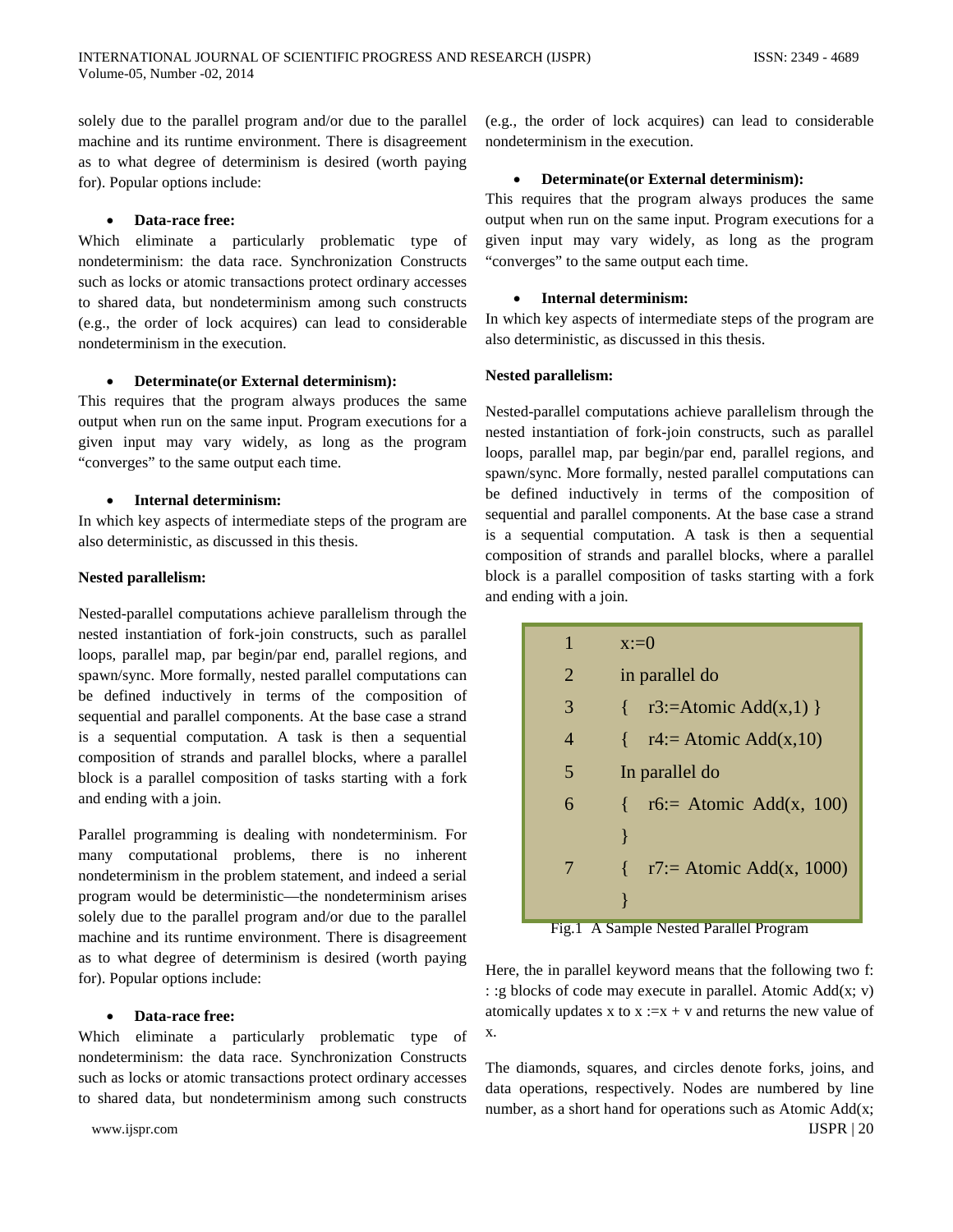solely due to the parallel program and/or due to the parallel machine and its runtime environment. There is disagreement as to what degree of determinism is desired (worth paying for). Popular options include:

- **Data-race free:**

Which eliminate a particularly problematic type of nondeterminism: the data race. Synchronization Constructs such as locks or atomic transactions protect ordinary accesses to shared data, but nondeterminism among such constructs (e.g., the order of lock acquires) can lead to considerable nondeterminism in the execution.

- **Determinate(or External determinism):**

This requires that the program always produces the same output when run on the same input. Program executions for a given input may vary widely, as long as the program "converges" to the same output each time.

- **Internal determinism:**

In which key aspects of intermediate steps of the program are also deterministic, as discussed in this thesis.

**Nested parallelism:**

Nested-parallel computations achieve parallelism through the nested instantiation of fork-join constructs, such as parallel loops, parallel map, par begin/par end, parallel regions, and spawn/sync. More formally, nested parallel computations can be defined inductively in terms of the composition of sequential and parallel components. At the base case a strand is a sequential computation. A task is then a sequential composition of strands and parallel blocks, where a parallel block is a parallel composition of tasks starting with a fork and ending with a join.

Parallel programming is dealing with nondeterminism. For many computational problems, there is no inherent nondeterminism in the problem statement, and indeed a serial program would be deterministic—the nondeterminism arises solely due to the parallel program and/or due to the parallel machine and its runtime environment. There is disagreement as to what degree of determinism is desired (worth paying for). Popular options include:

- **Data-race free:**

Which eliminate a particularly problematic type of nondeterminism: the data race. Synchronization Constructs such as locks or atomic transactions protect ordinary accesses to shared data, but nondeterminism among such constructs (e.g., the order of lock acquires) can lead to considerable nondeterminism in the execution.

- **Determinate(or External determinism):**

This requires that the program always produces the same output when run on the same input. Program executions for a given input may vary widely, as long as the program "converges" to the same output each time.

- **Internal determinism:**

In which key aspects of intermediate steps of the program are also deterministic, as discussed in this thesis.

**Nested parallelism:**

Nested-parallel computations achieve parallelism through the nested instantiation of fork-join constructs, such as parallel loops, parallel map, par begin/par end, parallel regions, and spawn/sync. More formally, nested parallel computations can be defined inductively in terms of the composition of sequential and parallel components. At the base case a strand is a sequential computation. A task is then a sequential composition of strands and parallel blocks, where a parallel block is a parallel composition of tasks starting with a fork and ending with a join.

```
1   x:=0
2   in parallel do
3   {  r3:=Atomic Add(x,1) }
4   {  r4:= Atomic Add(x,10)
5   In parallel do
6   {  r6:= Atomic Add(x, 100)
    }
7   {  r7:= Atomic Add(x, 1000)
    }
```

Fig.1 A Sample Nested Parallel Program

Here, the in parallel keyword means that the following two f: : :g blocks of code may execute in parallel. Atomic Add(x; v) atomically updates x to x :=x + v and returns the new value of x.

The diamonds, squares, and circles denote forks, joins, and data operations, respectively. Nodes are numbered by line number, as a short hand for operations such as Atomic Add(x;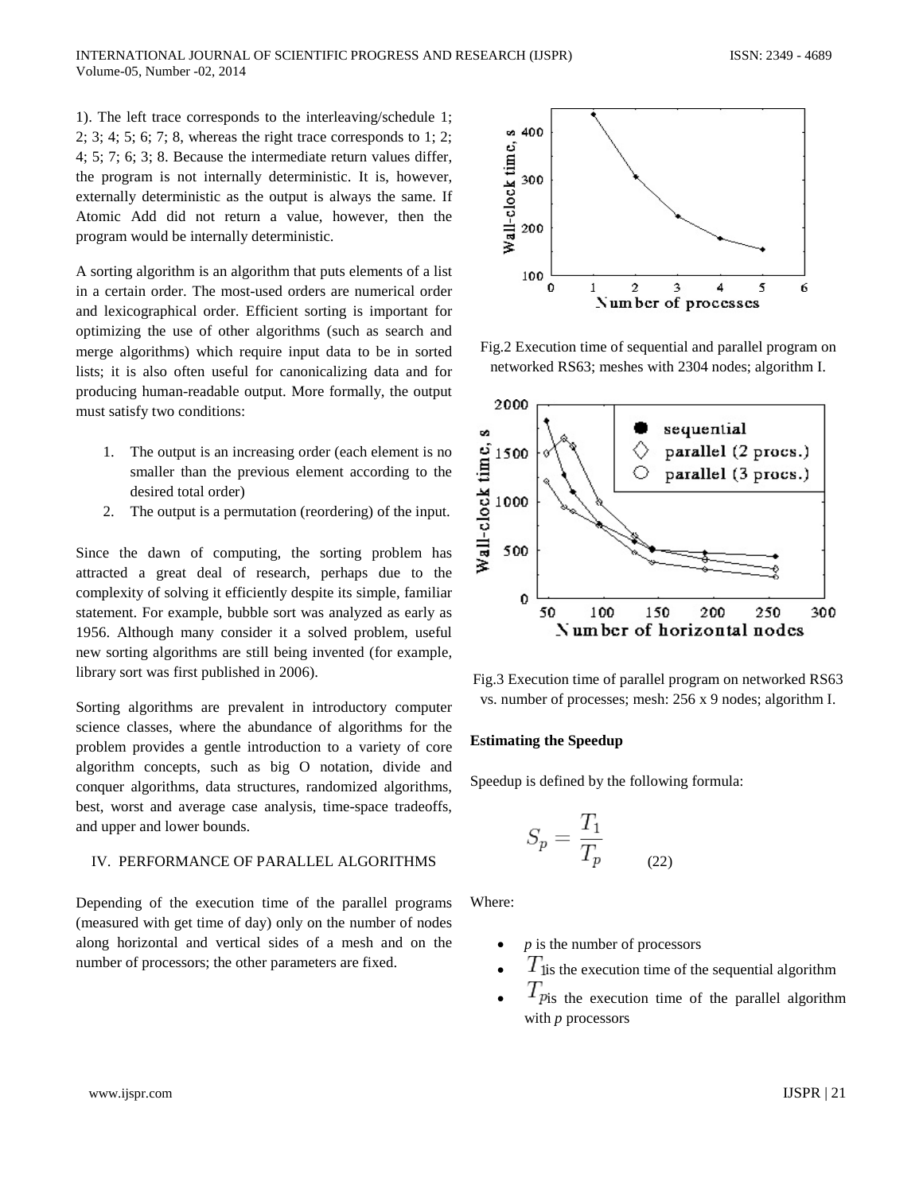1). The left trace corresponds to the interleaving/schedule 1; 2; 3; 4; 5; 6; 7; 8, whereas the right trace corresponds to 1; 2; 4; 5; 7; 6; 3; 8. Because the intermediate return values differ, the program is not internally deterministic. It is, however, externally deterministic as the output is always the same. If Atomic Add did not return a value, however, then the program would be internally deterministic.

A sorting algorithm is an algorithm that puts elements of a list in a certain order. The most-used orders are numerical order and lexicographical order. Efficient sorting is important for optimizing the use of other algorithms (such as search and merge algorithms) which require input data to be in sorted lists; it is also often useful for canonicalizing data and for producing human-readable output. More formally, the output must satisfy two conditions:

1. The output is an increasing order (each element is no smaller than the previous element according to the desired total order)
2. The output is a permutation (reordering) of the input.

Since the dawn of computing, the sorting problem has attracted a great deal of research, perhaps due to the complexity of solving it efficiently despite its simple, familiar statement. For example, bubble sort was analyzed as early as 1956. Although many consider it a solved problem, useful new sorting algorithms are still being invented (for example, library sort was first published in 2006).

Sorting algorithms are prevalent in introductory computer science classes, where the abundance of algorithms for the problem provides a gentle introduction to a variety of core algorithm concepts, such as big O notation, divide and conquer algorithms, data structures, randomized algorithms, best, worst and average case analysis, time-space tradeoffs, and upper and lower bounds.

## IV. PERFORMANCE OF PARALLEL ALGORITHMS

Depending of the execution time of the parallel programs (measured with get time of day) only on the number of nodes along horizontal and vertical sides of a mesh and on the number of processors; the other parameters are fixed.

Fig.2 Execution time of sequential and parallel program on networked RS63; meshes with 2304 nodes; algorithm I.

Fig.3 Execution time of parallel program on networked RS63 vs. number of processes; mesh: 256 x 9 nodes; algorithm I.

**Estimating the Speedup**

Speedup is defined by the following formula:

$$S_p = \frac{T_1}{T_p} \qquad (22)$$

Where:

- $p$ is the number of processors
- $T_1$ is the execution time of the sequential algorithm
- $T_p$ is the execution time of the parallel algorithm with $p$ processors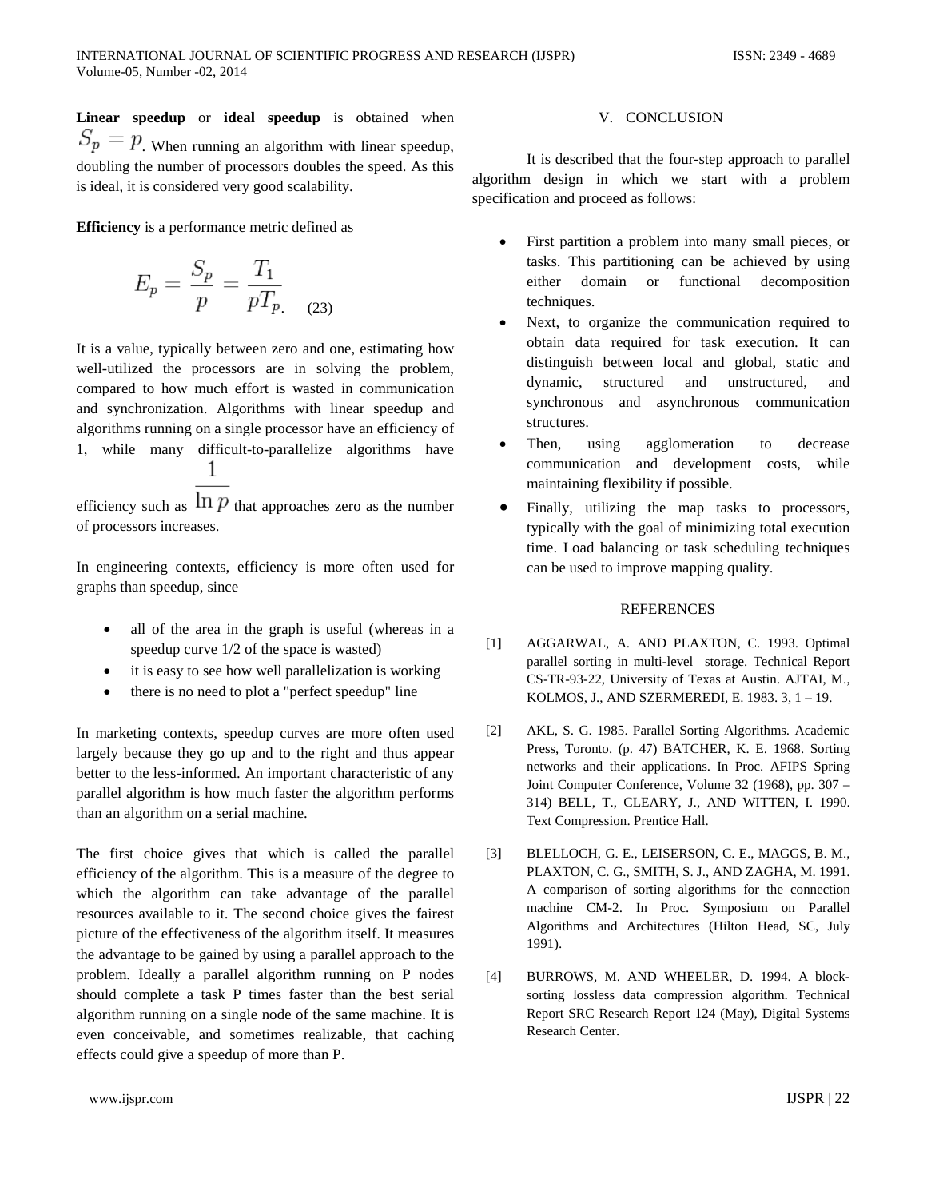**Linear speedup** or **ideal speedup** is obtained when $S_p = p$. When running an algorithm with linear speedup, doubling the number of processors doubles the speed. As this is ideal, it is considered very good scalability.

**Efficiency** is a performance metric defined as

$$E_p = \frac{S_p}{p} = \frac{T_1}{pT_p}. \quad (23)$$

It is a value, typically between zero and one, estimating how well-utilized the processors are in solving the problem, compared to how much effort is wasted in communication and synchronization. Algorithms with linear speedup and algorithms running on a single processor have an efficiency of 1, while many difficult-to-parallelize algorithms have efficiency such as $\frac{1}{\ln p}$ that approaches zero as the number of processors increases.

In engineering contexts, efficiency is more often used for graphs than speedup, since

- all of the area in the graph is useful (whereas in a speedup curve 1/2 of the space is wasted)
- it is easy to see how well parallelization is working
- there is no need to plot a "perfect speedup" line

In marketing contexts, speedup curves are more often used largely because they go up and to the right and thus appear better to the less-informed. An important characteristic of any parallel algorithm is how much faster the algorithm performs than an algorithm on a serial machine.

The first choice gives that which is called the parallel efficiency of the algorithm. This is a measure of the degree to which the algorithm can take advantage of the parallel resources available to it. The second choice gives the fairest picture of the effectiveness of the algorithm itself. It measures the advantage to be gained by using a parallel approach to the problem. Ideally a parallel algorithm running on P nodes should complete a task P times faster than the best serial algorithm running on a single node of the same machine. It is even conceivable, and sometimes realizable, that caching effects could give a speedup of more than P.

## V. CONCLUSION

It is described that the four-step approach to parallel algorithm design in which we start with a problem specification and proceed as follows:

- First partition a problem into many small pieces, or tasks. This partitioning can be achieved by using either domain or functional decomposition techniques.
- Next, to organize the communication required to obtain data required for task execution. It can distinguish between local and global, static and dynamic, structured and unstructured, and synchronous and asynchronous communication structures.
- Then, using agglomeration to decrease communication and development costs, while maintaining flexibility if possible.
- Finally, utilizing the map tasks to processors, typically with the goal of minimizing total execution time. Load balancing or task scheduling techniques can be used to improve mapping quality.

## REFERENCES

[1] AGGARWAL, A. AND PLAXTON, C. 1993. Optimal parallel sorting in multi-level storage. Technical Report CS-TR-93-22, University of Texas at Austin. AJTAI, M., KOLMOS, J., AND SZERMEREDI, E. 1983. 3, 1 – 19.

[2] AKL, S. G. 1985. Parallel Sorting Algorithms. Academic Press, Toronto. (p. 47) BATCHER, K. E. 1968. Sorting networks and their applications. In Proc. AFIPS Spring Joint Computer Conference, Volume 32 (1968), pp. 307 – 314) BELL, T., CLEARY, J., AND WITTEN, I. 1990. Text Compression. Prentice Hall.

[3] BLELLOCH, G. E., LEISERSON, C. E., MAGGS, B. M., PLAXTON, C. G., SMITH, S. J., AND ZAGHA, M. 1991. A comparison of sorting algorithms for the connection machine CM-2. In Proc. Symposium on Parallel Algorithms and Architectures (Hilton Head, SC, July 1991).

[4] BURROWS, M. AND WHEELER, D. 1994. A block-sorting lossless data compression algorithm. Technical Report SRC Research Report 124 (May), Digital Systems Research Center.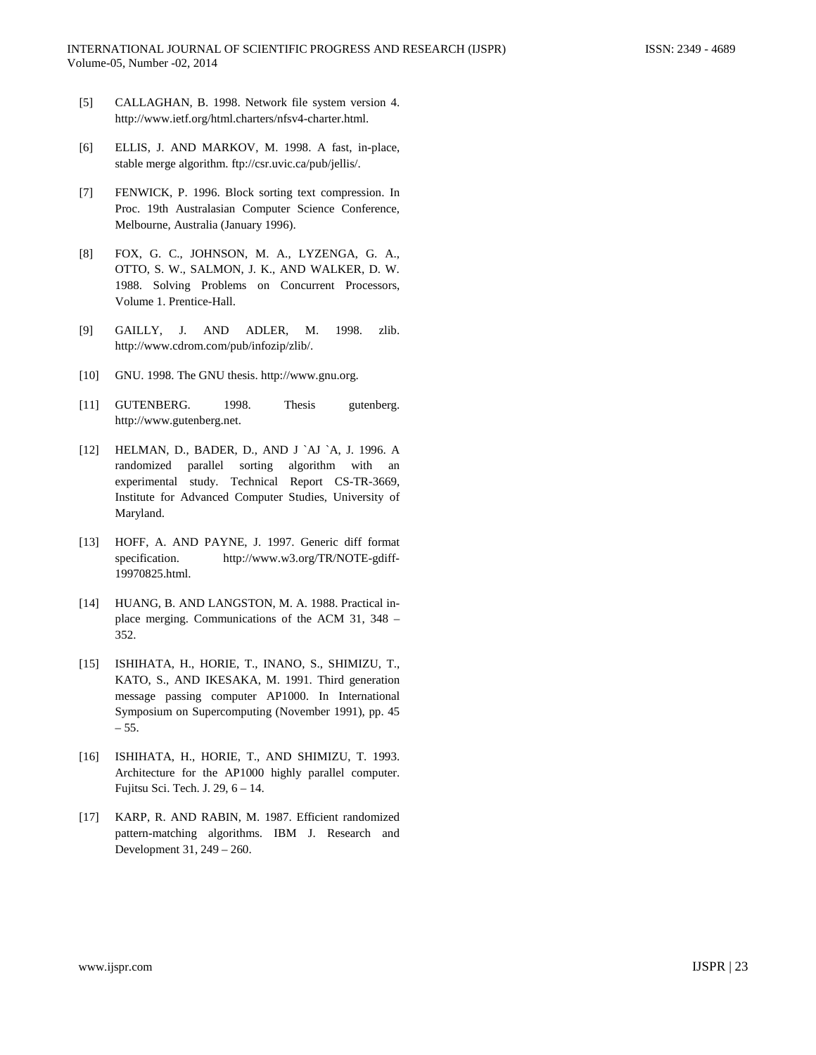[5] CALLAGHAN, B. 1998. Network file system version 4. http://www.ietf.org/html.charters/nfsv4-charter.html.

[6] ELLIS, J. AND MARKOV, M. 1998. A fast, in-place, stable merge algorithm. ftp://csr.uvic.ca/pub/jellis/.

[7] FENWICK, P. 1996. Block sorting text compression. In Proc. 19th Australasian Computer Science Conference, Melbourne, Australia (January 1996).

[8] FOX, G. C., JOHNSON, M. A., LYZENGA, G. A., OTTO, S. W., SALMON, J. K., AND WALKER, D. W. 1988. Solving Problems on Concurrent Processors, Volume 1. Prentice-Hall.

[9] GAILLY, J. AND ADLER, M. 1998. zlib. http://www.cdrom.com/pub/infozip/zlib/.

[10] GNU. 1998. The GNU thesis. http://www.gnu.org.

[11] GUTENBERG. 1998. Thesis gutenberg. http://www.gutenberg.net.

[12] HELMAN, D., BADER, D., AND J `AJ `A, J. 1996. A randomized parallel sorting algorithm with an experimental study. Technical Report CS-TR-3669, Institute for Advanced Computer Studies, University of Maryland.

[13] HOFF, A. AND PAYNE, J. 1997. Generic diff format specification. http://www.w3.org/TR/NOTE-gdiff-19970825.html.

[14] HUANG, B. AND LANGSTON, M. A. 1988. Practical in-place merging. Communications of the ACM 31, 348 – 352.

[15] ISHIHATA, H., HORIE, T., INANO, S., SHIMIZU, T., KATO, S., AND IKESAKA, M. 1991. Third generation message passing computer AP1000. In International Symposium on Supercomputing (November 1991), pp. 45 – 55.

[16] ISHIHATA, H., HORIE, T., AND SHIMIZU, T. 1993. Architecture for the AP1000 highly parallel computer. Fujitsu Sci. Tech. J. 29, 6 – 14.

[17] KARP, R. AND RABIN, M. 1987. Efficient randomized pattern-matching algorithms. IBM J. Research and Development 31, 249 – 260.